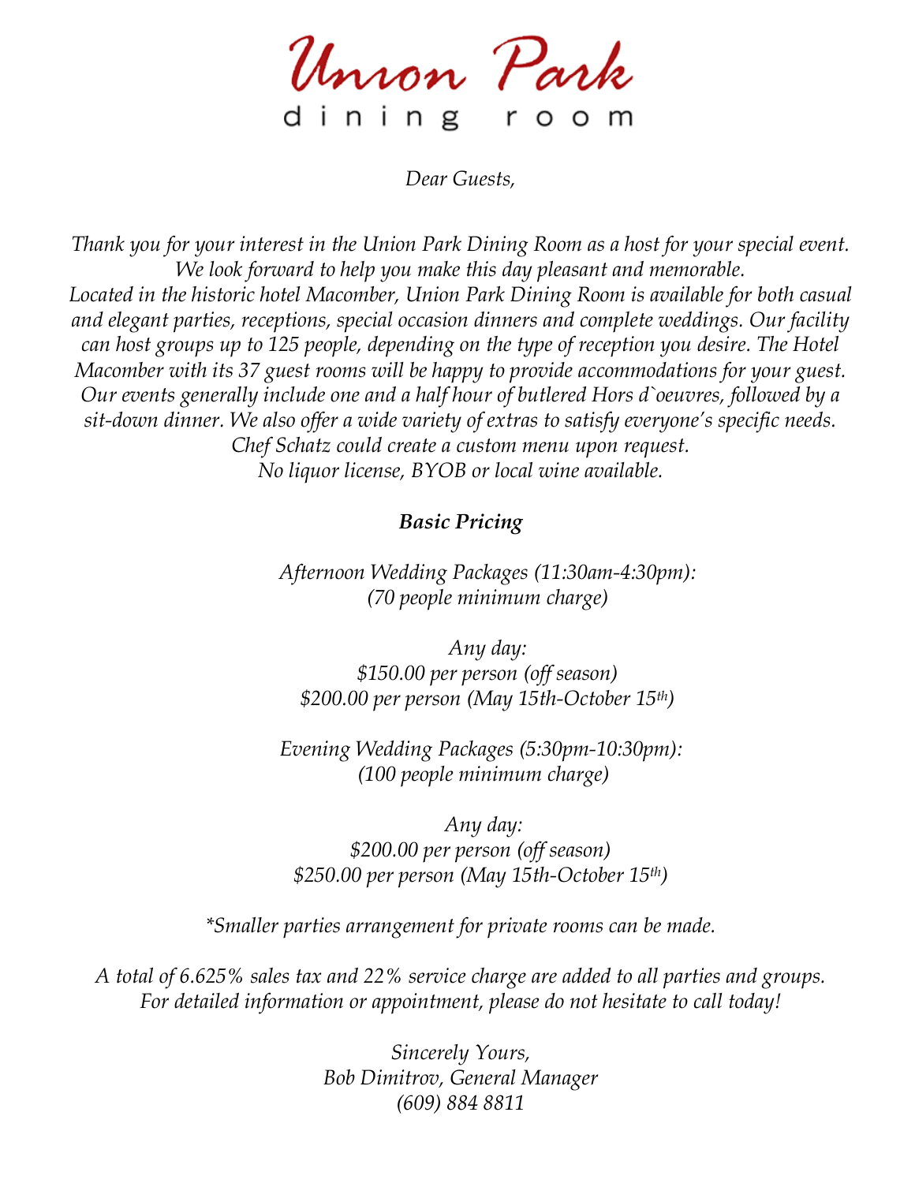# Union Park
## dining room

*Dear Guests,*

*Thank you for your interest in the Union Park Dining Room as a host for your special event. We look forward to help you make this day pleasant and memorable. Located in the historic hotel Macomber, Union Park Dining Room is available for both casual and elegant parties, receptions, special occasion dinners and complete weddings. Our facility can host groups up to 125 people, depending on the type of reception you desire. The Hotel Macomber with its 37 guest rooms will be happy to provide accommodations for your guest. Our events generally include one and a half hour of butlered Hors d`oeuvres, followed by a sit-down dinner. We also offer a wide variety of extras to satisfy everyone's specific needs. Chef Schatz could create a custom menu upon request. No liquor license, BYOB or local wine available.*

***Basic Pricing***

*Afternoon Wedding Packages (11:30am-4:30pm):*
*(70 people minimum charge)*

*Any day:*
*$150.00 per person (off season)*
*$200.00 per person (May 15th-October 15th)*

*Evening Wedding Packages (5:30pm-10:30pm):*
*(100 people minimum charge)*

*Any day:*
*$200.00 per person (off season)*
*$250.00 per person (May 15th-October 15th)*

*\*Smaller parties arrangement for private rooms can be made.*

*A total of 6.625% sales tax and 22% service charge are added to all parties and groups. For detailed information or appointment, please do not hesitate to call today!*

*Sincerely Yours,*
*Bob Dimitrov, General Manager*
*(609) 884 8811*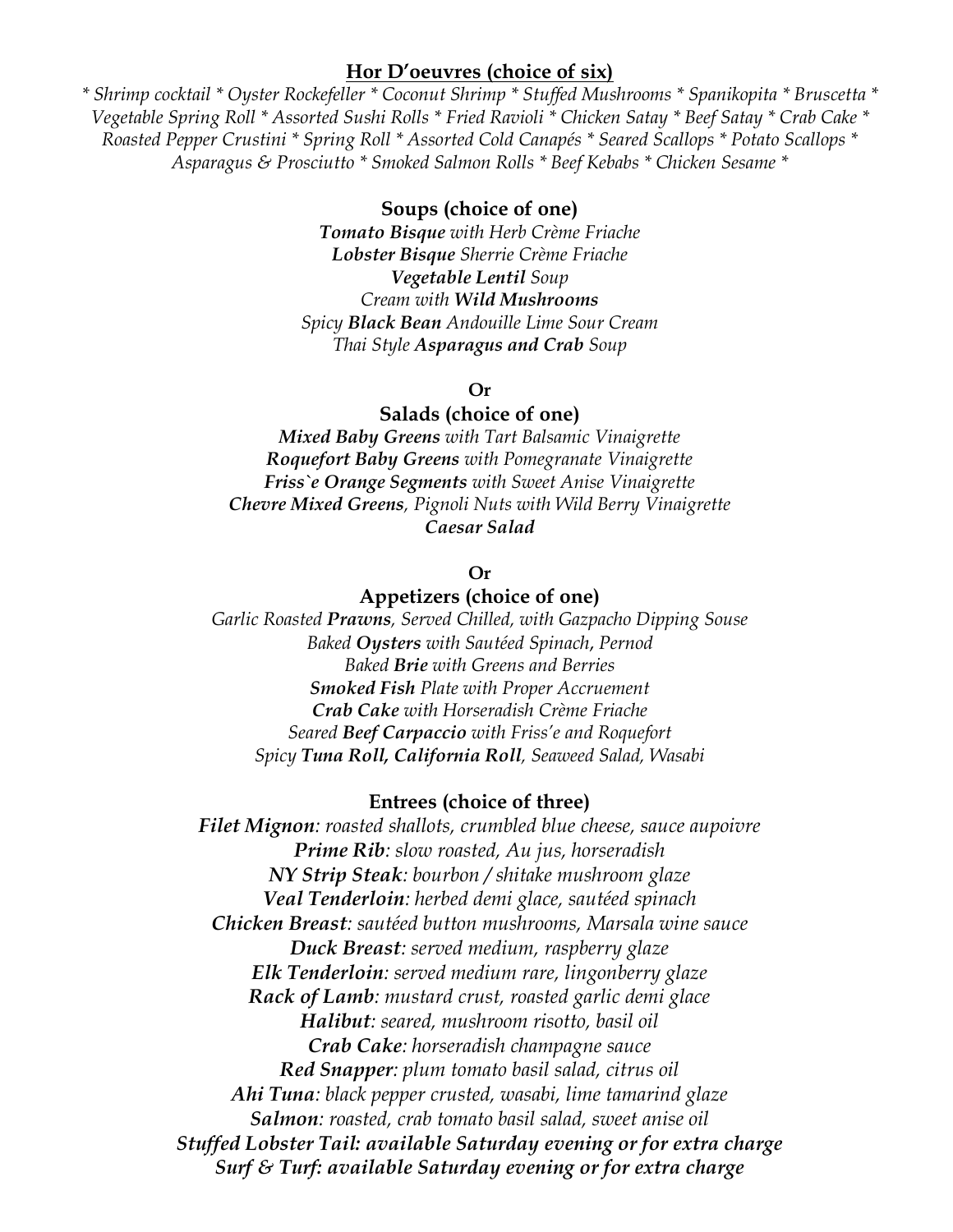## Hor D'oeuvres (choice of six)

*\* Shrimp cocktail \* Oyster Rockefeller \* Coconut Shrimp \* Stuffed Mushrooms \* Spanikopita \* Bruscetta \* Vegetable Spring Roll \* Assorted Sushi Rolls \* Fried Ravioli \* Chicken Satay \* Beef Satay \* Crab Cake \* Roasted Pepper Crustini \* Spring Roll \* Assorted Cold Canapés \* Seared Scallops \* Potato Scallops \* Asparagus & Prosciutto \* Smoked Salmon Rolls \* Beef Kebabs \* Chicken Sesame \**

### Soups (choice of one)

***Tomato Bisque** with Herb Crème Friache*
***Lobster Bisque** Sherrie Crème Friache*
***Vegetable Lentil** Soup*
*Cream with **Wild Mushrooms***
*Spicy **Black Bean** Andouille Lime Sour Cream*
*Thai Style **Asparagus and Crab** Soup*

**Or**

### Salads (choice of one)

***Mixed Baby Greens** with Tart Balsamic Vinaigrette*
***Roquefort Baby Greens** with Pomegranate Vinaigrette*
***Friss`e Orange Segments** with Sweet Anise Vinaigrette*
***Chevre Mixed Greens**, Pignoli Nuts with Wild Berry Vinaigrette*
***Caesar Salad***

**Or**

### Appetizers (choice of one)

*Garlic Roasted **Prawns**, Served Chilled, with Gazpacho Dipping Souse*
*Baked **Oysters** with Sautéed Spinach, Pernod*
*Baked **Brie** with Greens and Berries*
***Smoked Fish** Plate with Proper Accruement*
***Crab Cake** with Horseradish Crème Friache*
*Seared **Beef Carpaccio** with Friss'e and Roquefort*
*Spicy **Tuna Roll, California Roll**, Seaweed Salad, Wasabi*

### Entrees (choice of three)

***Filet Mignon**: roasted shallots, crumbled blue cheese, sauce aupoivre*
***Prime Rib**: slow roasted, Au jus, horseradish*
***NY Strip Steak**: bourbon / shitake mushroom glaze*
***Veal Tenderloin**: herbed demi glace, sautéed spinach*
***Chicken Breast**: sautéed button mushrooms, Marsala wine sauce*
***Duck Breast**: served medium, raspberry glaze*
***Elk Tenderloin**: served medium rare, lingonberry glaze*
***Rack of Lamb**: mustard crust, roasted garlic demi glace*
***Halibut**: seared, mushroom risotto, basil oil*
***Crab Cake**: horseradish champagne sauce*
***Red Snapper**: plum tomato basil salad, citrus oil*
***Ahi Tuna**: black pepper crusted, wasabi, lime tamarind glaze*
***Salmon**: roasted, crab tomato basil salad, sweet anise oil*
***Stuffed Lobster Tail: available Saturday evening or for extra charge***
***Surf & Turf: available Saturday evening or for extra charge***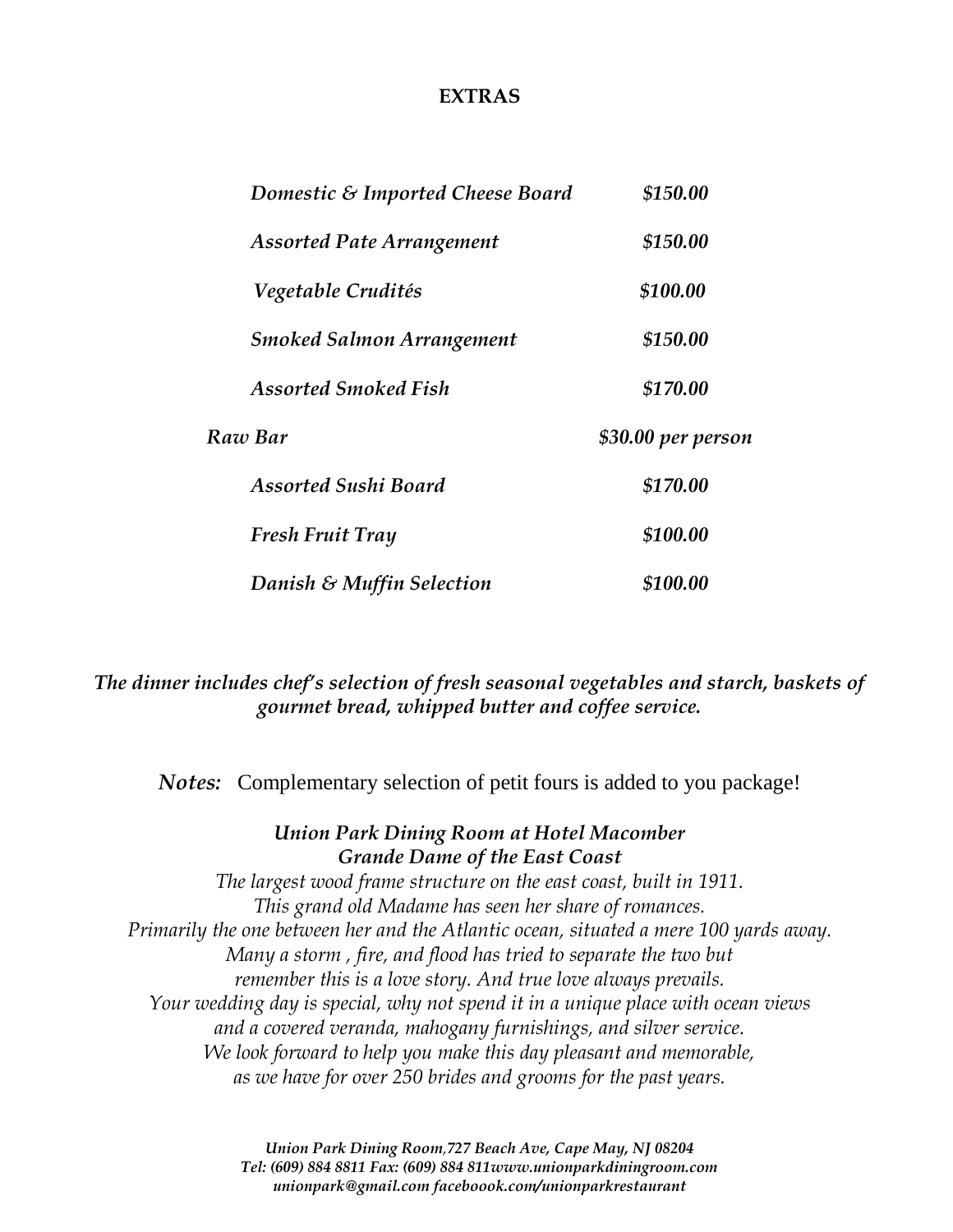**EXTRAS**

| | |
|---|---|
| *Domestic & Imported Cheese Board* | *$150.00* |
| *Assorted Pate Arrangement* | *$150.00* |
| *Vegetable Crudités* | *$100.00* |
| *Smoked Salmon Arrangement* | *$150.00* |
| *Assorted Smoked Fish* | *$170.00* |
| *Raw Bar* | *$30.00 per person* |
| *Assorted Sushi Board* | *$170.00* |
| *Fresh Fruit Tray* | *$100.00* |
| *Danish & Muffin Selection* | *$100.00* |

***The dinner includes chef's selection of fresh seasonal vegetables and starch, baskets of gourmet bread, whipped butter and coffee service.***

***Notes:*** Complementary selection of petit fours is added to you package!

***Union Park Dining Room at Hotel Macomber***
***Grande Dame of the East Coast***

*The largest wood frame structure on the east coast, built in 1911.*
*This grand old Madame has seen her share of romances.*
*Primarily the one between her and the Atlantic ocean, situated a mere 100 yards away.*
*Many a storm , fire, and flood has tried to separate the two but*
*remember this is a love story. And true love always prevails.*
*Your wedding day is special, why not spend it in a unique place with ocean views*
*and a covered veranda, mahogany furnishings, and silver service.*
*We look forward to help you make this day pleasant and memorable,*
*as we have for over 250 brides and grooms for the past years.*

***Union Park Dining Room,727 Beach Ave, Cape May, NJ 08204***
***Tel: (609) 884 8811 Fax: (609) 884 811www.unionparkdiningroom.com***
***unionpark@gmail.com faceboook.com/unionparkrestaurant***